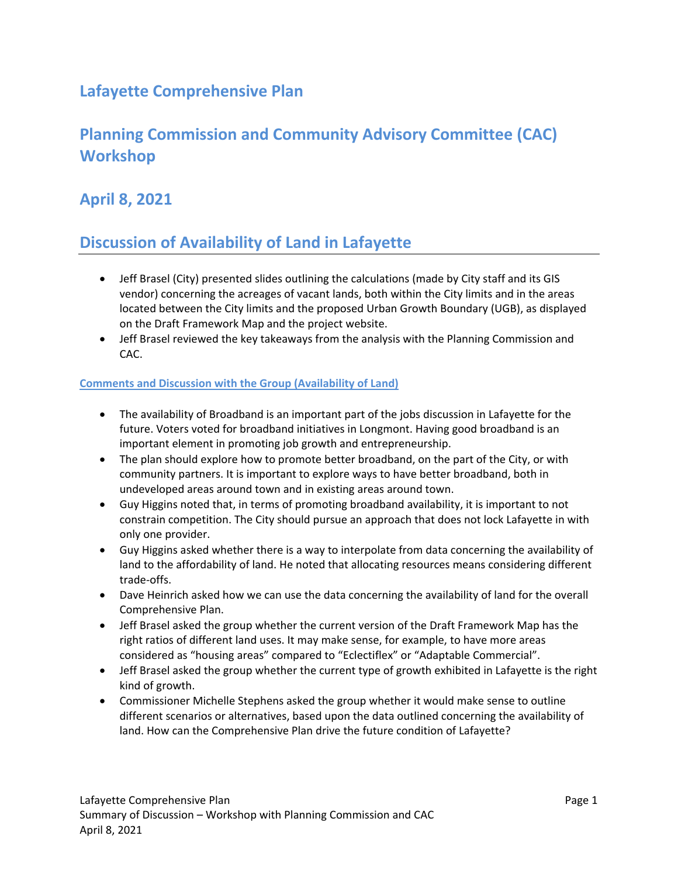# Lafayette Comprehensive Plan

# Planning Commission and Community Advisory Committee (CAC) Workshop

# April 8, 2021

## Discussion of Availability of Land in Lafayette

- Jeff Brasel (City) presented slides outlining the calculations (made by City staff and its GIS vendor) concerning the acreages of vacant lands, both within the City limits and in the areas located between the City limits and the proposed Urban Growth Boundary (UGB), as displayed on the Draft Framework Map and the project website.
- Jeff Brasel reviewed the key takeaways from the analysis with the Planning Commission and CAC.

### Comments and Discussion with the Group (Availability of Land)

- The availability of Broadband is an important part of the jobs discussion in Lafayette for the future. Voters voted for broadband initiatives in Longmont. Having good broadband is an important element in promoting job growth and entrepreneurship.
- The plan should explore how to promote better broadband, on the part of the City, or with community partners. It is important to explore ways to have better broadband, both in undeveloped areas around town and in existing areas around town.
- Guy Higgins noted that, in terms of promoting broadband availability, it is important to not constrain competition. The City should pursue an approach that does not lock Lafayette in with only one provider.
- Guy Higgins asked whether there is a way to interpolate from data concerning the availability of land to the affordability of land. He noted that allocating resources means considering different trade-offs.
- Dave Heinrich asked how we can use the data concerning the availability of land for the overall Comprehensive Plan.
- Jeff Brasel asked the group whether the current version of the Draft Framework Map has the right ratios of different land uses. It may make sense, for example, to have more areas considered as "housing areas" compared to "Eclectiflex" or "Adaptable Commercial".
- Jeff Brasel asked the group whether the current type of growth exhibited in Lafayette is the right kind of growth.
- Commissioner Michelle Stephens asked the group whether it would make sense to outline different scenarios or alternatives, based upon the data outlined concerning the availability of land. How can the Comprehensive Plan drive the future condition of Lafayette?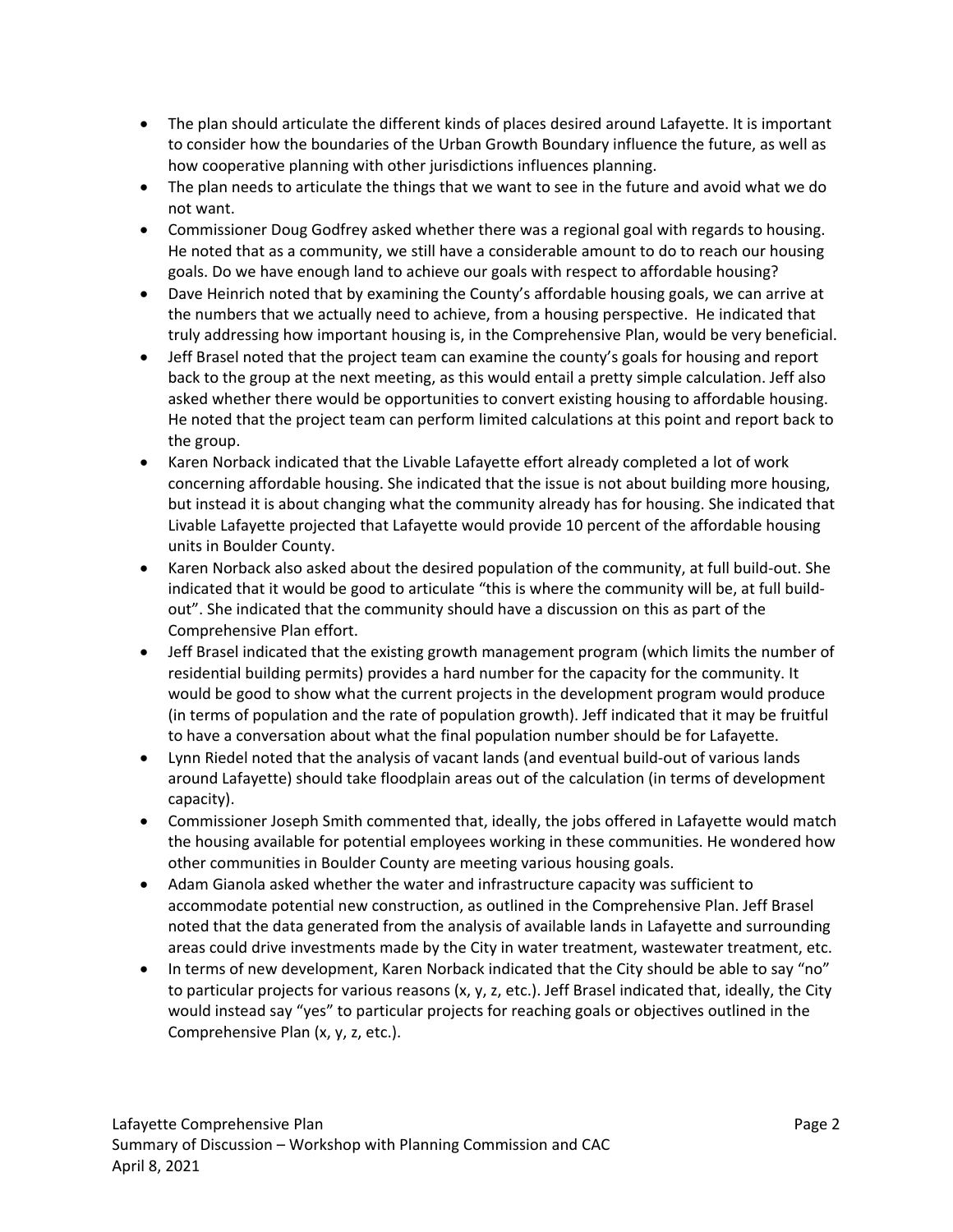- The plan should articulate the different kinds of places desired around Lafayette. It is important to consider how the boundaries of the Urban Growth Boundary influence the future, as well as how cooperative planning with other jurisdictions influences planning.
- The plan needs to articulate the things that we want to see in the future and avoid what we do not want.
- Commissioner Doug Godfrey asked whether there was a regional goal with regards to housing. He noted that as a community, we still have a considerable amount to do to reach our housing goals. Do we have enough land to achieve our goals with respect to affordable housing?
- Dave Heinrich noted that by examining the County's affordable housing goals, we can arrive at the numbers that we actually need to achieve, from a housing perspective. He indicated that truly addressing how important housing is, in the Comprehensive Plan, would be very beneficial.
- Jeff Brasel noted that the project team can examine the county's goals for housing and report back to the group at the next meeting, as this would entail a pretty simple calculation. Jeff also asked whether there would be opportunities to convert existing housing to affordable housing. He noted that the project team can perform limited calculations at this point and report back to the group.
- Karen Norback indicated that the Livable Lafayette effort already completed a lot of work concerning affordable housing. She indicated that the issue is not about building more housing, but instead it is about changing what the community already has for housing. She indicated that Livable Lafayette projected that Lafayette would provide 10 percent of the affordable housing units in Boulder County.
- Karen Norback also asked about the desired population of the community, at full build-out. She indicated that it would be good to articulate "this is where the community will be, at full build-out". She indicated that the community should have a discussion on this as part of the Comprehensive Plan effort.
- Jeff Brasel indicated that the existing growth management program (which limits the number of residential building permits) provides a hard number for the capacity for the community. It would be good to show what the current projects in the development program would produce (in terms of population and the rate of population growth). Jeff indicated that it may be fruitful to have a conversation about what the final population number should be for Lafayette.
- Lynn Riedel noted that the analysis of vacant lands (and eventual build-out of various lands around Lafayette) should take floodplain areas out of the calculation (in terms of development capacity).
- Commissioner Joseph Smith commented that, ideally, the jobs offered in Lafayette would match the housing available for potential employees working in these communities. He wondered how other communities in Boulder County are meeting various housing goals.
- Adam Gianola asked whether the water and infrastructure capacity was sufficient to accommodate potential new construction, as outlined in the Comprehensive Plan. Jeff Brasel noted that the data generated from the analysis of available lands in Lafayette and surrounding areas could drive investments made by the City in water treatment, wastewater treatment, etc.
- In terms of new development, Karen Norback indicated that the City should be able to say "no" to particular projects for various reasons (x, y, z, etc.). Jeff Brasel indicated that, ideally, the City would instead say "yes" to particular projects for reaching goals or objectives outlined in the Comprehensive Plan (x, y, z, etc.).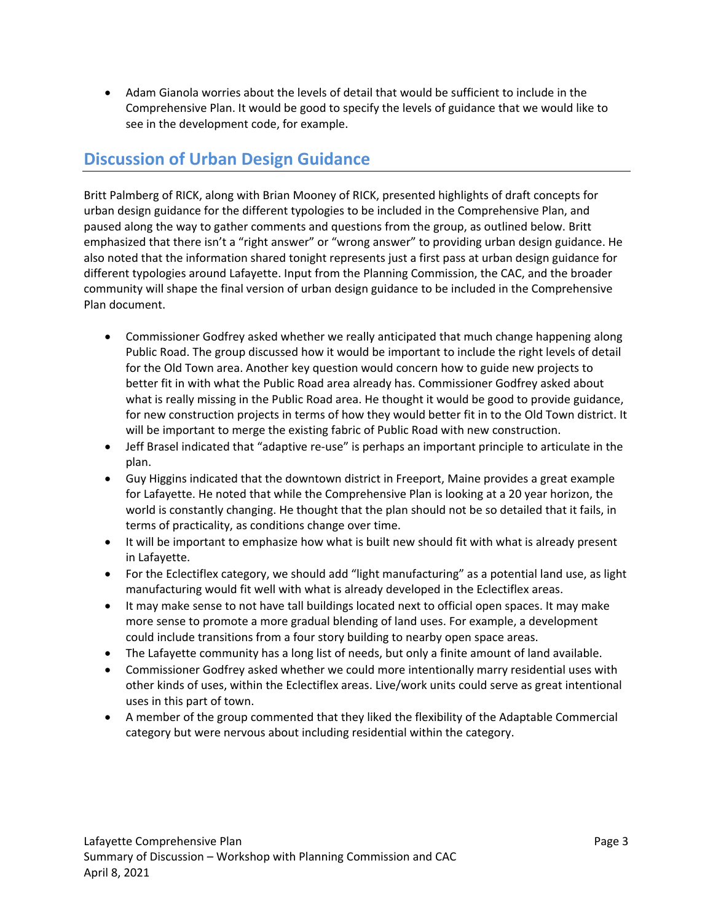- Adam Gianola worries about the levels of detail that would be sufficient to include in the Comprehensive Plan. It would be good to specify the levels of guidance that we would like to see in the development code, for example.

## Discussion of Urban Design Guidance

Britt Palmberg of RICK, along with Brian Mooney of RICK, presented highlights of draft concepts for urban design guidance for the different typologies to be included in the Comprehensive Plan, and paused along the way to gather comments and questions from the group, as outlined below. Britt emphasized that there isn't a "right answer" or "wrong answer" to providing urban design guidance. He also noted that the information shared tonight represents just a first pass at urban design guidance for different typologies around Lafayette. Input from the Planning Commission, the CAC, and the broader community will shape the final version of urban design guidance to be included in the Comprehensive Plan document.

- Commissioner Godfrey asked whether we really anticipated that much change happening along Public Road. The group discussed how it would be important to include the right levels of detail for the Old Town area. Another key question would concern how to guide new projects to better fit in with what the Public Road area already has. Commissioner Godfrey asked about what is really missing in the Public Road area. He thought it would be good to provide guidance, for new construction projects in terms of how they would better fit in to the Old Town district. It will be important to merge the existing fabric of Public Road with new construction.
- Jeff Brasel indicated that "adaptive re-use" is perhaps an important principle to articulate in the plan.
- Guy Higgins indicated that the downtown district in Freeport, Maine provides a great example for Lafayette. He noted that while the Comprehensive Plan is looking at a 20 year horizon, the world is constantly changing. He thought that the plan should not be so detailed that it fails, in terms of practicality, as conditions change over time.
- It will be important to emphasize how what is built new should fit with what is already present in Lafayette.
- For the Eclectiflex category, we should add "light manufacturing" as a potential land use, as light manufacturing would fit well with what is already developed in the Eclectiflex areas.
- It may make sense to not have tall buildings located next to official open spaces. It may make more sense to promote a more gradual blending of land uses. For example, a development could include transitions from a four story building to nearby open space areas.
- The Lafayette community has a long list of needs, but only a finite amount of land available.
- Commissioner Godfrey asked whether we could more intentionally marry residential uses with other kinds of uses, within the Eclectiflex areas. Live/work units could serve as great intentional uses in this part of town.
- A member of the group commented that they liked the flexibility of the Adaptable Commercial category but were nervous about including residential within the category.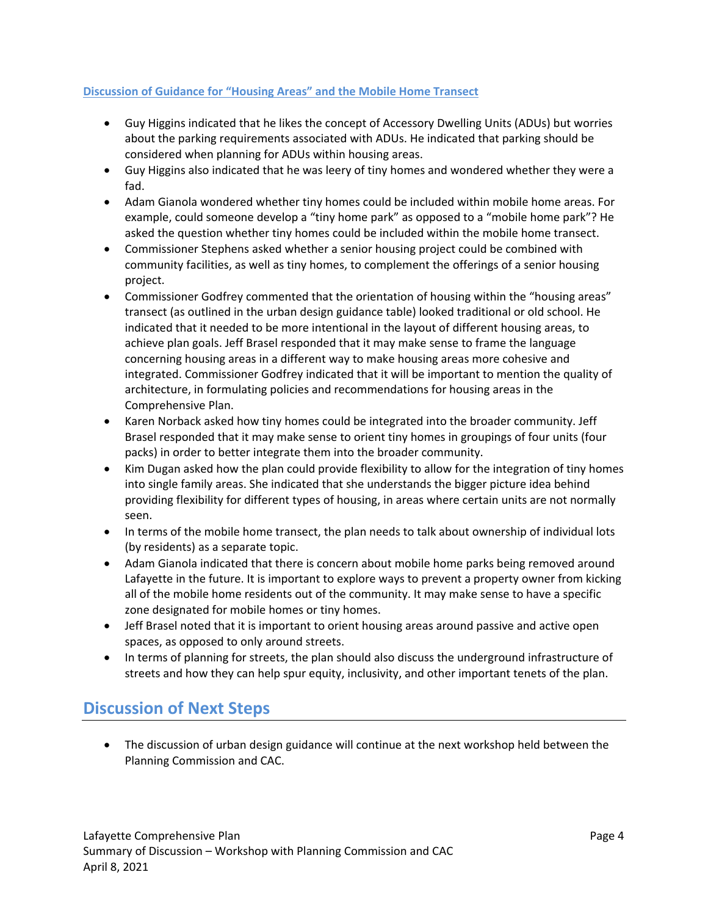### Discussion of Guidance for "Housing Areas" and the Mobile Home Transect

- Guy Higgins indicated that he likes the concept of Accessory Dwelling Units (ADUs) but worries about the parking requirements associated with ADUs. He indicated that parking should be considered when planning for ADUs within housing areas.
- Guy Higgins also indicated that he was leery of tiny homes and wondered whether they were a fad.
- Adam Gianola wondered whether tiny homes could be included within mobile home areas. For example, could someone develop a "tiny home park" as opposed to a "mobile home park"? He asked the question whether tiny homes could be included within the mobile home transect.
- Commissioner Stephens asked whether a senior housing project could be combined with community facilities, as well as tiny homes, to complement the offerings of a senior housing project.
- Commissioner Godfrey commented that the orientation of housing within the "housing areas" transect (as outlined in the urban design guidance table) looked traditional or old school. He indicated that it needed to be more intentional in the layout of different housing areas, to achieve plan goals. Jeff Brasel responded that it may make sense to frame the language concerning housing areas in a different way to make housing areas more cohesive and integrated. Commissioner Godfrey indicated that it will be important to mention the quality of architecture, in formulating policies and recommendations for housing areas in the Comprehensive Plan.
- Karen Norback asked how tiny homes could be integrated into the broader community. Jeff Brasel responded that it may make sense to orient tiny homes in groupings of four units (four packs) in order to better integrate them into the broader community.
- Kim Dugan asked how the plan could provide flexibility to allow for the integration of tiny homes into single family areas. She indicated that she understands the bigger picture idea behind providing flexibility for different types of housing, in areas where certain units are not normally seen.
- In terms of the mobile home transect, the plan needs to talk about ownership of individual lots (by residents) as a separate topic.
- Adam Gianola indicated that there is concern about mobile home parks being removed around Lafayette in the future. It is important to explore ways to prevent a property owner from kicking all of the mobile home residents out of the community. It may make sense to have a specific zone designated for mobile homes or tiny homes.
- Jeff Brasel noted that it is important to orient housing areas around passive and active open spaces, as opposed to only around streets.
- In terms of planning for streets, the plan should also discuss the underground infrastructure of streets and how they can help spur equity, inclusivity, and other important tenets of the plan.

## Discussion of Next Steps

- The discussion of urban design guidance will continue at the next workshop held between the Planning Commission and CAC.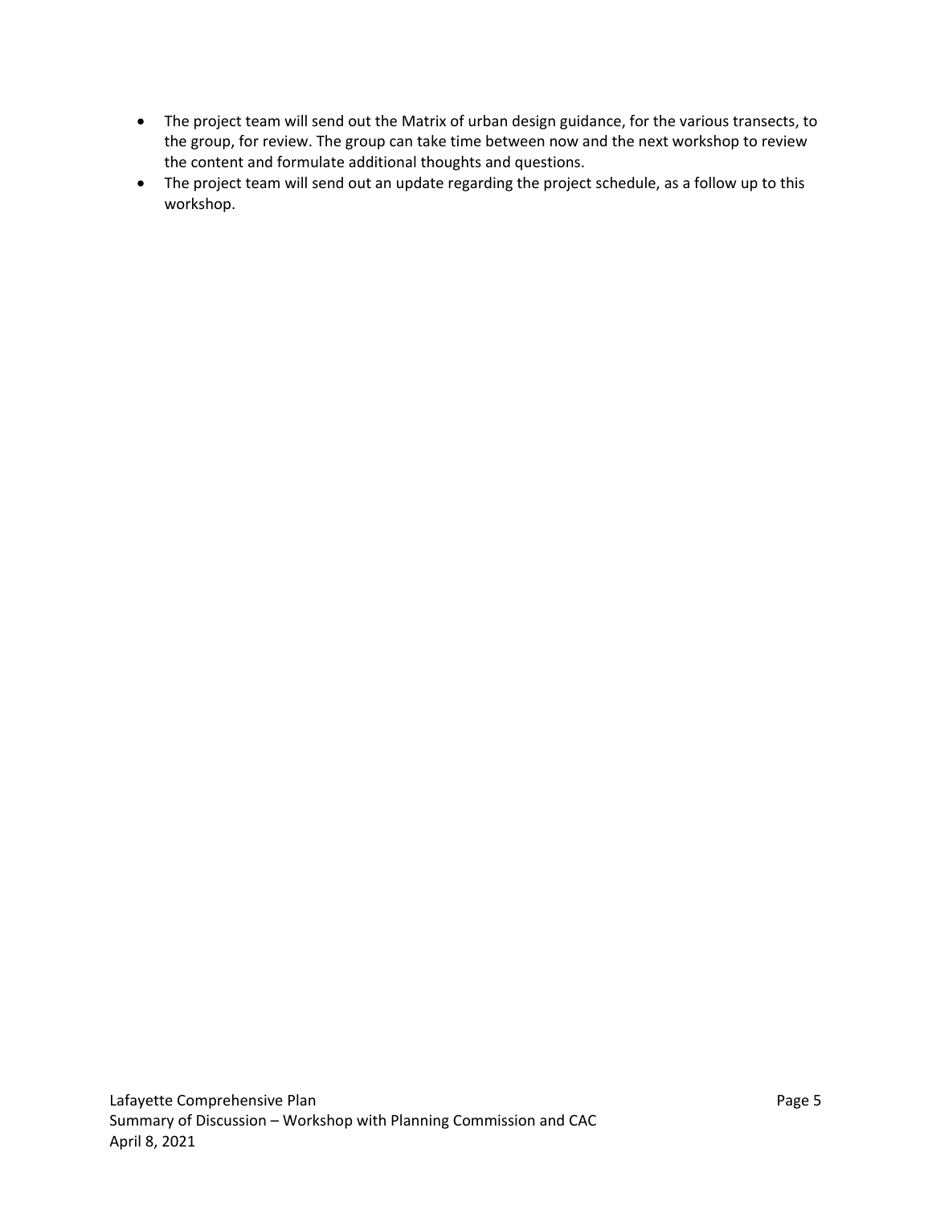- The project team will send out the Matrix of urban design guidance, for the various transects, to the group, for review. The group can take time between now and the next workshop to review the content and formulate additional thoughts and questions.
- The project team will send out an update regarding the project schedule, as a follow up to this workshop.